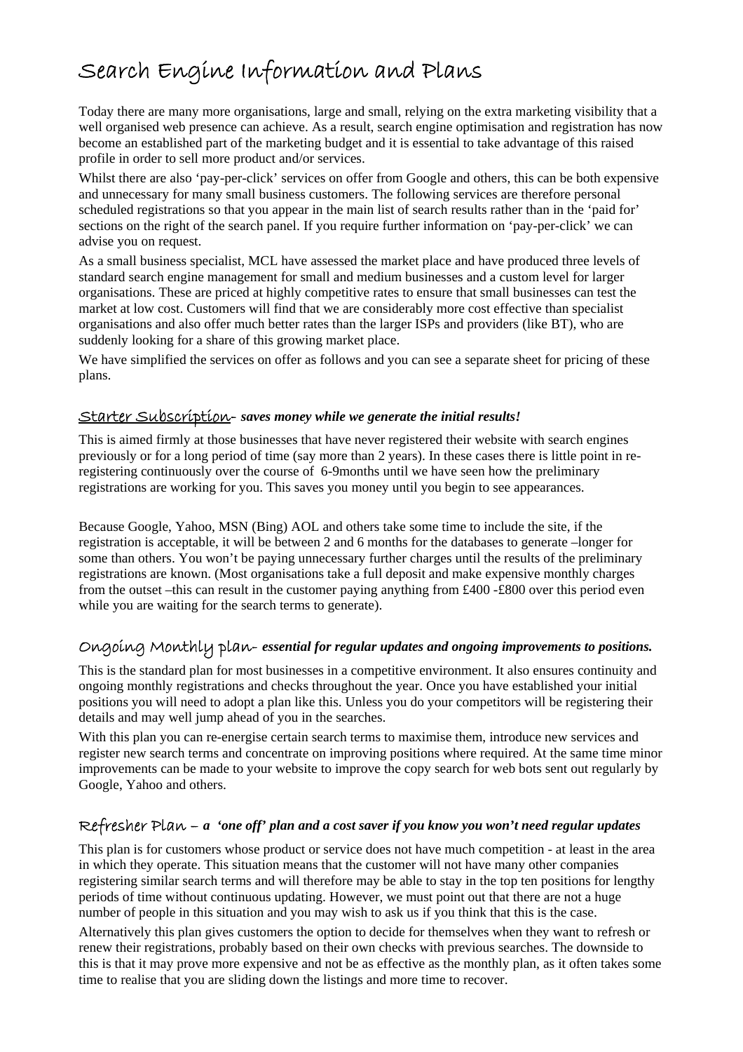# Search Engine Information and Plans

Today there are many more organisations, large and small, relying on the extra marketing visibility that a well organised web presence can achieve. As a result, search engine optimisation and registration has now become an established part of the marketing budget and it is essential to take advantage of this raised profile in order to sell more product and/or services.

Whilst there are also 'pay-per-click' services on offer from Google and others, this can be both expensive and unnecessary for many small business customers. The following services are therefore personal scheduled registrations so that you appear in the main list of search results rather than in the 'paid for' sections on the right of the search panel. If you require further information on 'pay-per-click' we can advise you on request.

As a small business specialist, MCL have assessed the market place and have produced three levels of standard search engine management for small and medium businesses and a custom level for larger organisations. These are priced at highly competitive rates to ensure that small businesses can test the market at low cost. Customers will find that we are considerably more cost effective than specialist organisations and also offer much better rates than the larger ISPs and providers (like BT), who are suddenly looking for a share of this growing market place.

We have simplified the services on offer as follows and you can see a separate sheet for pricing of these plans.

## Starter Subscription– *saves money while we generate the initial results!*

This is aimed firmly at those businesses that have never registered their website with search engines previously or for a long period of time (say more than 2 years). In these cases there is little point in re-registering continuously over the course of 6-9months until we have seen how the preliminary registrations are working for you. This saves you money until you begin to see appearances.

Because Google, Yahoo, MSN (Bing) AOL and others take some time to include the site, if the registration is acceptable, it will be between 2 and 6 months for the databases to generate –longer for some than others. You won't be paying unnecessary further charges until the results of the preliminary registrations are known. (Most organisations take a full deposit and make expensive monthly charges from the outset –this can result in the customer paying anything from £400 -£800 over this period even while you are waiting for the search terms to generate).

## Ongoing Monthly plan– *essential for regular updates and ongoing improvements to positions.*

This is the standard plan for most businesses in a competitive environment. It also ensures continuity and ongoing monthly registrations and checks throughout the year. Once you have established your initial positions you will need to adopt a plan like this. Unless you do your competitors will be registering their details and may well jump ahead of you in the searches.

With this plan you can re-energise certain search terms to maximise them, introduce new services and register new search terms and concentrate on improving positions where required. At the same time minor improvements can be made to your website to improve the copy search for web bots sent out regularly by Google, Yahoo and others.

## Refresher Plan – *a 'one off' plan and a cost saver if you know you won't need regular updates*

This plan is for customers whose product or service does not have much competition - at least in the area in which they operate. This situation means that the customer will not have many other companies registering similar search terms and will therefore may be able to stay in the top ten positions for lengthy periods of time without continuous updating. However, we must point out that there are not a huge number of people in this situation and you may wish to ask us if you think that this is the case.

Alternatively this plan gives customers the option to decide for themselves when they want to refresh or renew their registrations, probably based on their own checks with previous searches. The downside to this is that it may prove more expensive and not be as effective as the monthly plan, as it often takes some time to realise that you are sliding down the listings and more time to recover.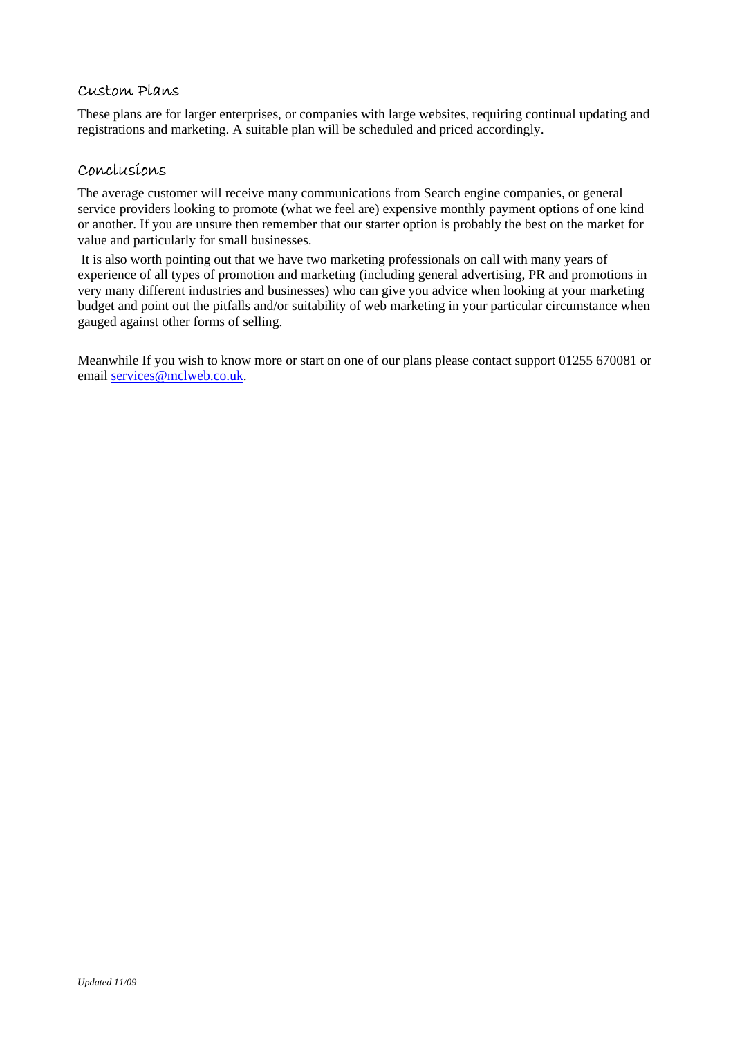## Custom Plans

These plans are for larger enterprises, or companies with large websites, requiring continual updating and registrations and marketing. A suitable plan will be scheduled and priced accordingly.

## Conclusions

The average customer will receive many communications from Search engine companies, or general service providers looking to promote (what we feel are) expensive monthly payment options of one kind or another. If you are unsure then remember that our starter option is probably the best on the market for value and particularly for small businesses.

It is also worth pointing out that we have two marketing professionals on call with many years of experience of all types of promotion and marketing (including general advertising, PR and promotions in very many different industries and businesses) who can give you advice when looking at your marketing budget and point out the pitfalls and/or suitability of web marketing in your particular circumstance when gauged against other forms of selling.

Meanwhile If you wish to know more or start on one of our plans please contact support 01255 670081 or email [services@mclweb.co.uk](mailto:services@mclweb.co.uk).

*Updated 11/09*